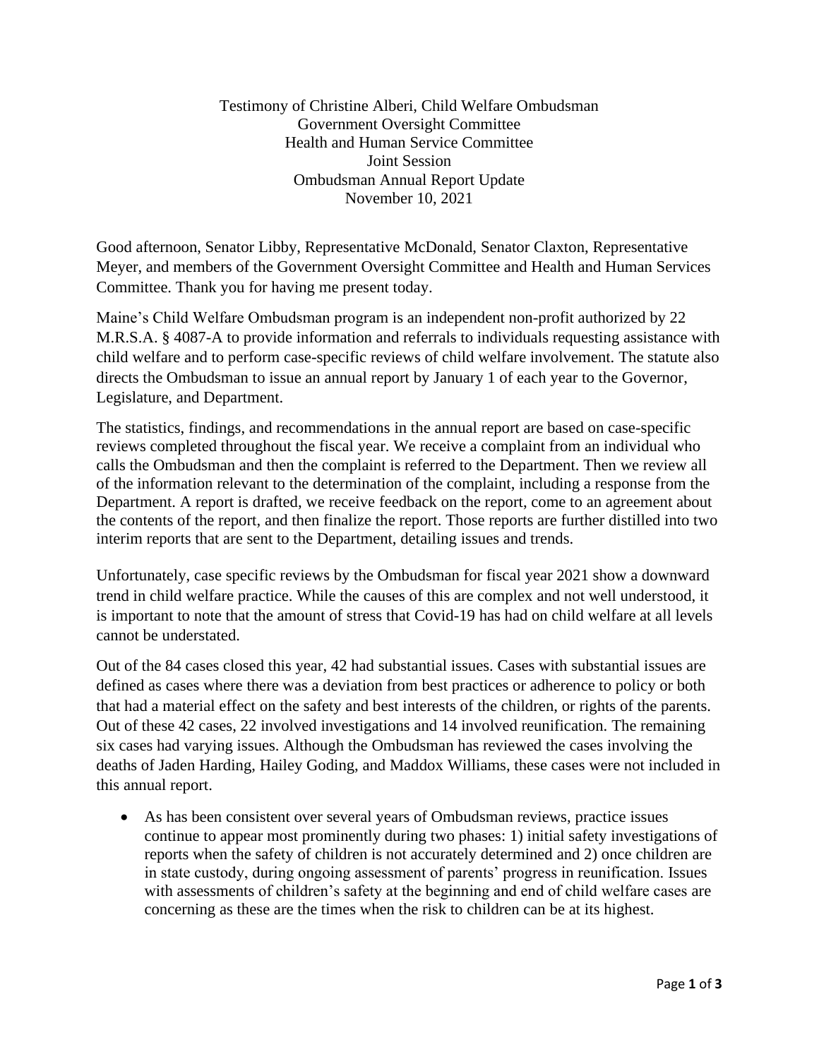Testimony of Christine Alberi, Child Welfare Ombudsman
Government Oversight Committee
Health and Human Service Committee
Joint Session
Ombudsman Annual Report Update
November 10, 2021

Good afternoon, Senator Libby, Representative McDonald, Senator Claxton, Representative Meyer, and members of the Government Oversight Committee and Health and Human Services Committee. Thank you for having me present today.

Maine's Child Welfare Ombudsman program is an independent non-profit authorized by 22 M.R.S.A. § 4087-A to provide information and referrals to individuals requesting assistance with child welfare and to perform case-specific reviews of child welfare involvement. The statute also directs the Ombudsman to issue an annual report by January 1 of each year to the Governor, Legislature, and Department.

The statistics, findings, and recommendations in the annual report are based on case-specific reviews completed throughout the fiscal year. We receive a complaint from an individual who calls the Ombudsman and then the complaint is referred to the Department. Then we review all of the information relevant to the determination of the complaint, including a response from the Department. A report is drafted, we receive feedback on the report, come to an agreement about the contents of the report, and then finalize the report. Those reports are further distilled into two interim reports that are sent to the Department, detailing issues and trends.

Unfortunately, case specific reviews by the Ombudsman for fiscal year 2021 show a downward trend in child welfare practice. While the causes of this are complex and not well understood, it is important to note that the amount of stress that Covid-19 has had on child welfare at all levels cannot be understated.

Out of the 84 cases closed this year, 42 had substantial issues. Cases with substantial issues are defined as cases where there was a deviation from best practices or adherence to policy or both that had a material effect on the safety and best interests of the children, or rights of the parents. Out of these 42 cases, 22 involved investigations and 14 involved reunification. The remaining six cases had varying issues. Although the Ombudsman has reviewed the cases involving the deaths of Jaden Harding, Hailey Goding, and Maddox Williams, these cases were not included in this annual report.

- As has been consistent over several years of Ombudsman reviews, practice issues continue to appear most prominently during two phases: 1) initial safety investigations of reports when the safety of children is not accurately determined and 2) once children are in state custody, during ongoing assessment of parents' progress in reunification. Issues with assessments of children's safety at the beginning and end of child welfare cases are concerning as these are the times when the risk to children can be at its highest.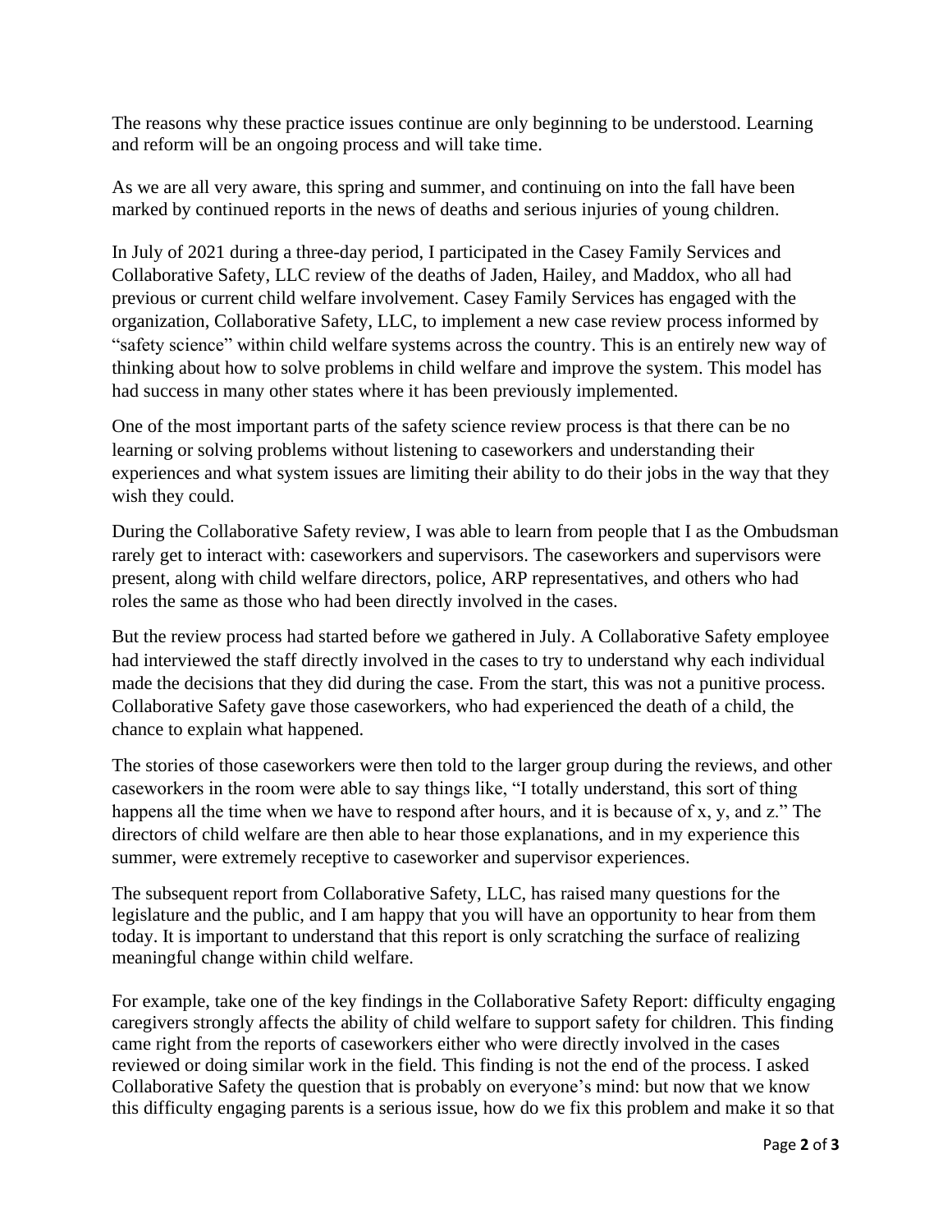The reasons why these practice issues continue are only beginning to be understood. Learning and reform will be an ongoing process and will take time.

As we are all very aware, this spring and summer, and continuing on into the fall have been marked by continued reports in the news of deaths and serious injuries of young children.

In July of 2021 during a three-day period, I participated in the Casey Family Services and Collaborative Safety, LLC review of the deaths of Jaden, Hailey, and Maddox, who all had previous or current child welfare involvement. Casey Family Services has engaged with the organization, Collaborative Safety, LLC, to implement a new case review process informed by "safety science" within child welfare systems across the country. This is an entirely new way of thinking about how to solve problems in child welfare and improve the system. This model has had success in many other states where it has been previously implemented.

One of the most important parts of the safety science review process is that there can be no learning or solving problems without listening to caseworkers and understanding their experiences and what system issues are limiting their ability to do their jobs in the way that they wish they could.

During the Collaborative Safety review, I was able to learn from people that I as the Ombudsman rarely get to interact with: caseworkers and supervisors. The caseworkers and supervisors were present, along with child welfare directors, police, ARP representatives, and others who had roles the same as those who had been directly involved in the cases.

But the review process had started before we gathered in July. A Collaborative Safety employee had interviewed the staff directly involved in the cases to try to understand why each individual made the decisions that they did during the case. From the start, this was not a punitive process. Collaborative Safety gave those caseworkers, who had experienced the death of a child, the chance to explain what happened.

The stories of those caseworkers were then told to the larger group during the reviews, and other caseworkers in the room were able to say things like, "I totally understand, this sort of thing happens all the time when we have to respond after hours, and it is because of x, y, and z." The directors of child welfare are then able to hear those explanations, and in my experience this summer, were extremely receptive to caseworker and supervisor experiences.

The subsequent report from Collaborative Safety, LLC, has raised many questions for the legislature and the public, and I am happy that you will have an opportunity to hear from them today. It is important to understand that this report is only scratching the surface of realizing meaningful change within child welfare.

For example, take one of the key findings in the Collaborative Safety Report: difficulty engaging caregivers strongly affects the ability of child welfare to support safety for children. This finding came right from the reports of caseworkers either who were directly involved in the cases reviewed or doing similar work in the field. This finding is not the end of the process. I asked Collaborative Safety the question that is probably on everyone's mind: but now that we know this difficulty engaging parents is a serious issue, how do we fix this problem and make it so that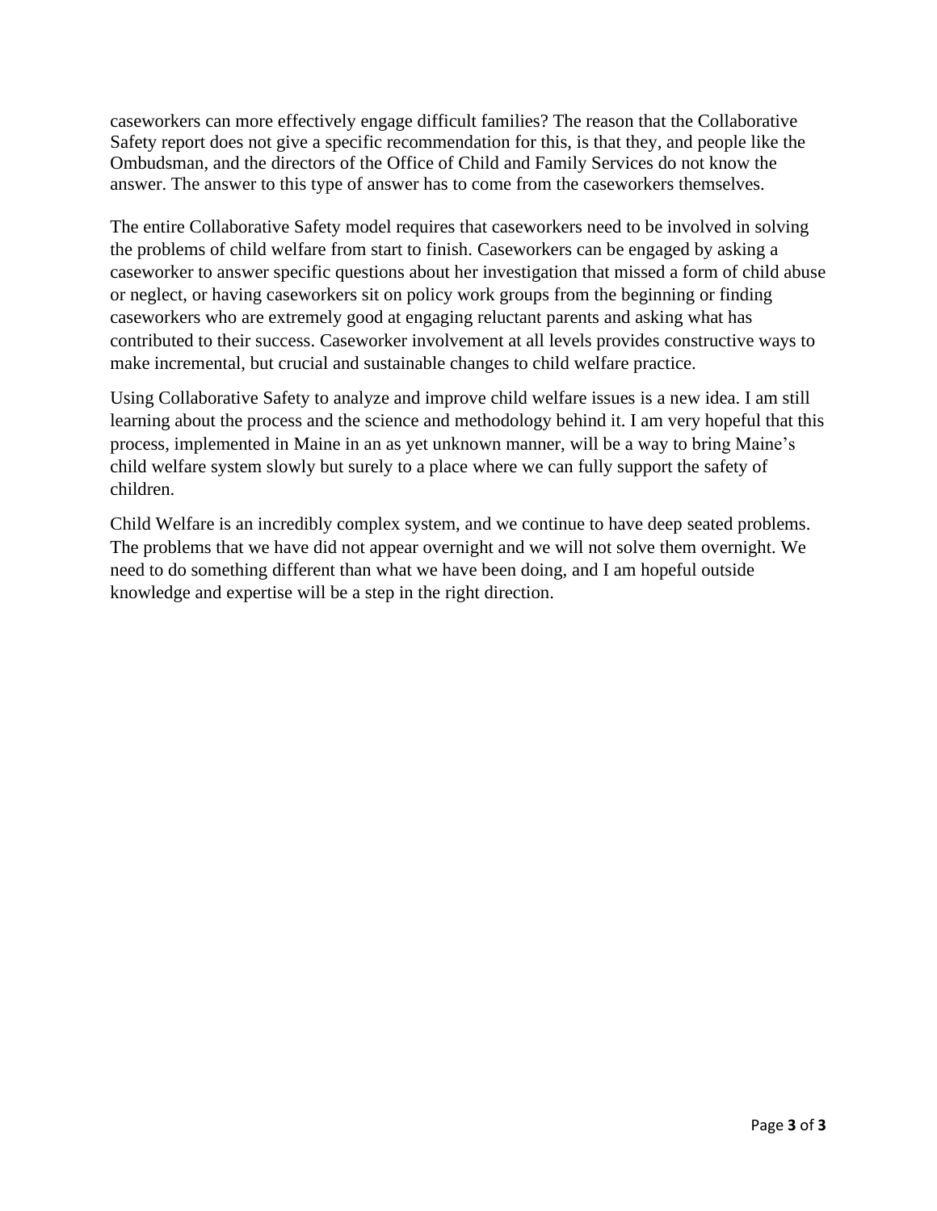caseworkers can more effectively engage difficult families? The reason that the Collaborative Safety report does not give a specific recommendation for this, is that they, and people like the Ombudsman, and the directors of the Office of Child and Family Services do not know the answer. The answer to this type of answer has to come from the caseworkers themselves.

The entire Collaborative Safety model requires that caseworkers need to be involved in solving the problems of child welfare from start to finish. Caseworkers can be engaged by asking a caseworker to answer specific questions about her investigation that missed a form of child abuse or neglect, or having caseworkers sit on policy work groups from the beginning or finding caseworkers who are extremely good at engaging reluctant parents and asking what has contributed to their success. Caseworker involvement at all levels provides constructive ways to make incremental, but crucial and sustainable changes to child welfare practice.

Using Collaborative Safety to analyze and improve child welfare issues is a new idea. I am still learning about the process and the science and methodology behind it. I am very hopeful that this process, implemented in Maine in an as yet unknown manner, will be a way to bring Maine's child welfare system slowly but surely to a place where we can fully support the safety of children.

Child Welfare is an incredibly complex system, and we continue to have deep seated problems. The problems that we have did not appear overnight and we will not solve them overnight. We need to do something different than what we have been doing, and I am hopeful outside knowledge and expertise will be a step in the right direction.